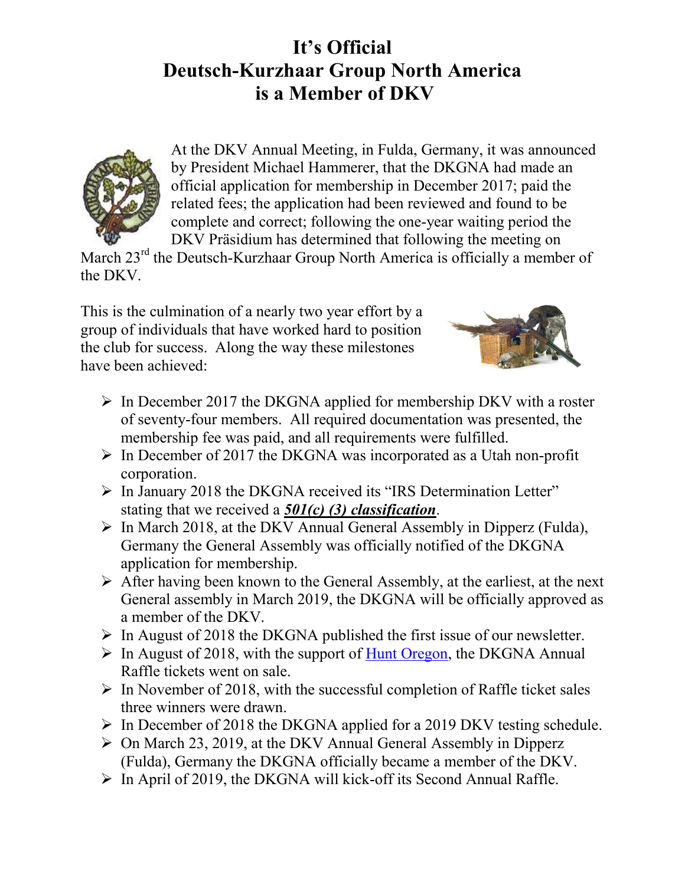# It's Official
# Deutsch-Kurzhaar Group North America
# is a Member of DKV

At the DKV Annual Meeting, in Fulda, Germany, it was announced by President Michael Hammerer, that the DKGNA had made an official application for membership in December 2017; paid the related fees; the application had been reviewed and found to be complete and correct; following the one-year waiting period the DKV Präsidium has determined that following the meeting on March 23rd the Deutsch-Kurzhaar Group North America is officially a member of the DKV.

This is the culmination of a nearly two year effort by a group of individuals that have worked hard to position the club for success. Along the way these milestones have been achieved:

- In December 2017 the DKGNA applied for membership DKV with a roster of seventy-four members. All required documentation was presented, the membership fee was paid, and all requirements were fulfilled.
- In December of 2017 the DKGNA was incorporated as a Utah non-profit corporation.
- In January 2018 the DKGNA received its "IRS Determination Letter" stating that we received a ***501(c) (3) classification***.
- In March 2018, at the DKV Annual General Assembly in Dipperz (Fulda), Germany the General Assembly was officially notified of the DKGNA application for membership.
- After having been known to the General Assembly, at the earliest, at the next General assembly in March 2019, the DKGNA will be officially approved as a member of the DKV.
- In August of 2018 the DKGNA published the first issue of our newsletter.
- In August of 2018, with the support of Hunt Oregon, the DKGNA Annual Raffle tickets went on sale.
- In November of 2018, with the successful completion of Raffle ticket sales three winners were drawn.
- In December of 2018 the DKGNA applied for a 2019 DKV testing schedule.
- On March 23, 2019, at the DKV Annual General Assembly in Dipperz (Fulda), Germany the DKGNA officially became a member of the DKV.
- In April of 2019, the DKGNA will kick-off its Second Annual Raffle.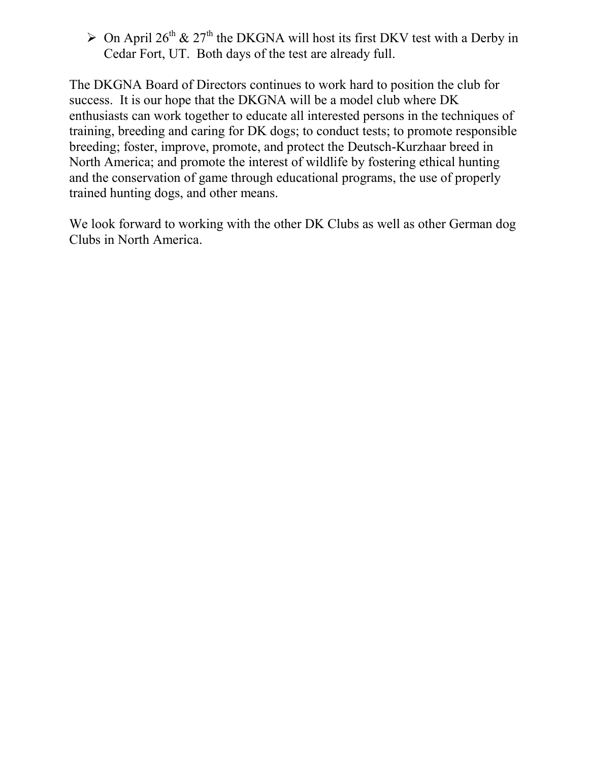- On April 26th & 27th the DKGNA will host its first DKV test with a Derby in Cedar Fort, UT. Both days of the test are already full.

The DKGNA Board of Directors continues to work hard to position the club for success. It is our hope that the DKGNA will be a model club where DK enthusiasts can work together to educate all interested persons in the techniques of training, breeding and caring for DK dogs; to conduct tests; to promote responsible breeding; foster, improve, promote, and protect the Deutsch-Kurzhaar breed in North America; and promote the interest of wildlife by fostering ethical hunting and the conservation of game through educational programs, the use of properly trained hunting dogs, and other means.

We look forward to working with the other DK Clubs as well as other German dog Clubs in North America.